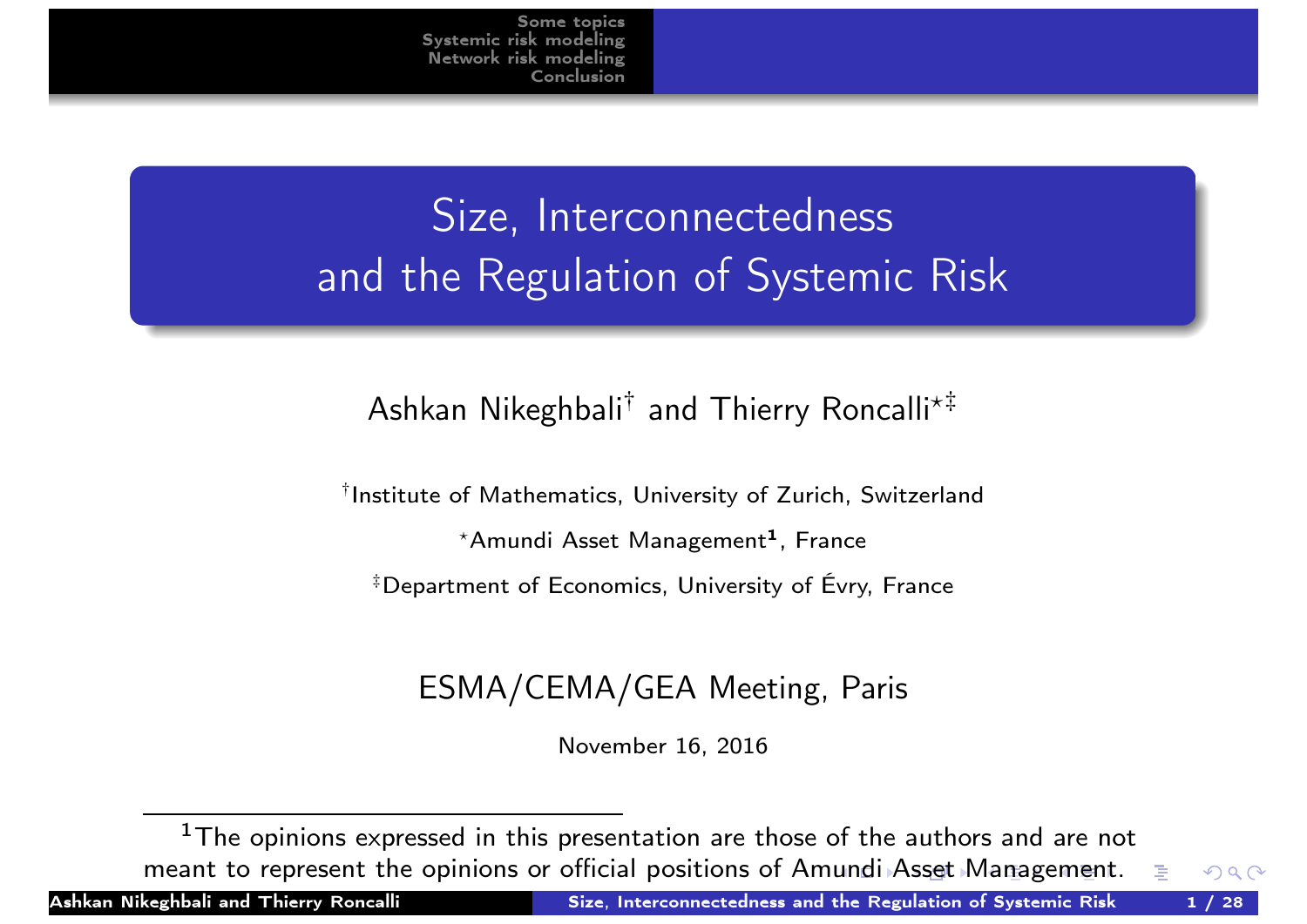# Size, Interconnectedness and the Regulation of Systemic Risk

Ashkan Nikeghbali[†] and Thierry Roncalli[⋆,‡]

[†]Institute of Mathematics, University of Zurich, Switzerland

[⋆]Amundi Asset Management[1], France

[‡]Department of Economics, University of Évry, France

ESMA/CEMA/GEA Meeting, Paris

November 16, 2016

[1] The opinions expressed in this presentation are those of the authors and are not meant to represent the opinions or official positions of Amundi Asset Management.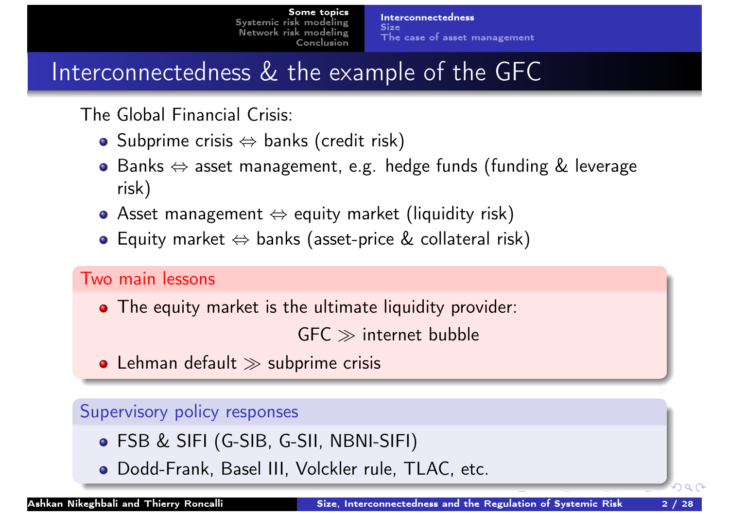# Interconnectedness & the example of the GFC

The Global Financial Crisis:

- Subprime crisis $\Leftrightarrow$ banks (credit risk)
- Banks $\Leftrightarrow$ asset management, e.g. hedge funds (funding & leverage risk)
- Asset management $\Leftrightarrow$ equity market (liquidity risk)
- Equity market $\Leftrightarrow$ banks (asset-price & collateral risk)

**Two main lessons**

- The equity market is the ultimate liquidity provider:

  $$\text{GFC} \gg \text{internet bubble}$$

- Lehman default $\gg$ subprime crisis

**Supervisory policy responses**

- FSB & SIFI (G-SIB, G-SII, NBNI-SIFI)
- Dodd-Frank, Basel III, Volckler rule, TLAC, etc.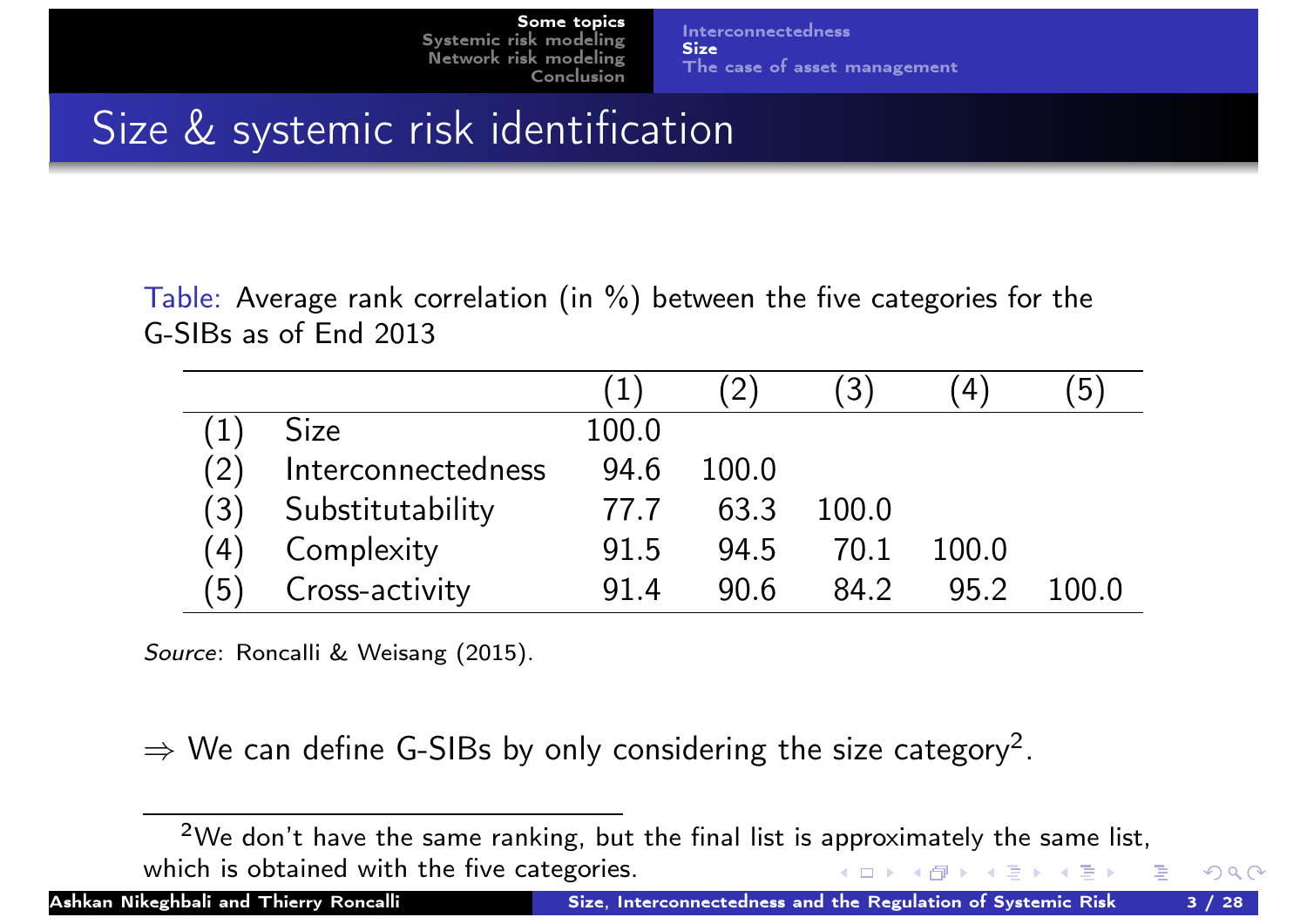# Size & systemic risk identification

Table: Average rank correlation (in %) between the five categories for the G-SIBs as of End 2013

| | | (1) | (2) | (3) | (4) | (5) |
|---|---|---|---|---|---|---|
| (1) | Size | 100.0 | | | | |
| (2) | Interconnectedness | 94.6 | 100.0 | | | |
| (3) | Substitutability | 77.7 | 63.3 | 100.0 | | |
| (4) | Complexity | 91.5 | 94.5 | 70.1 | 100.0 | |
| (5) | Cross-activity | 91.4 | 90.6 | 84.2 | 95.2 | 100.0 |

*Source*: Roncalli & Weisang (2015).

⇒ We can define G-SIBs by only considering the size category[2].

[2] We don't have the same ranking, but the final list is approximately the same list, which is obtained with the five categories.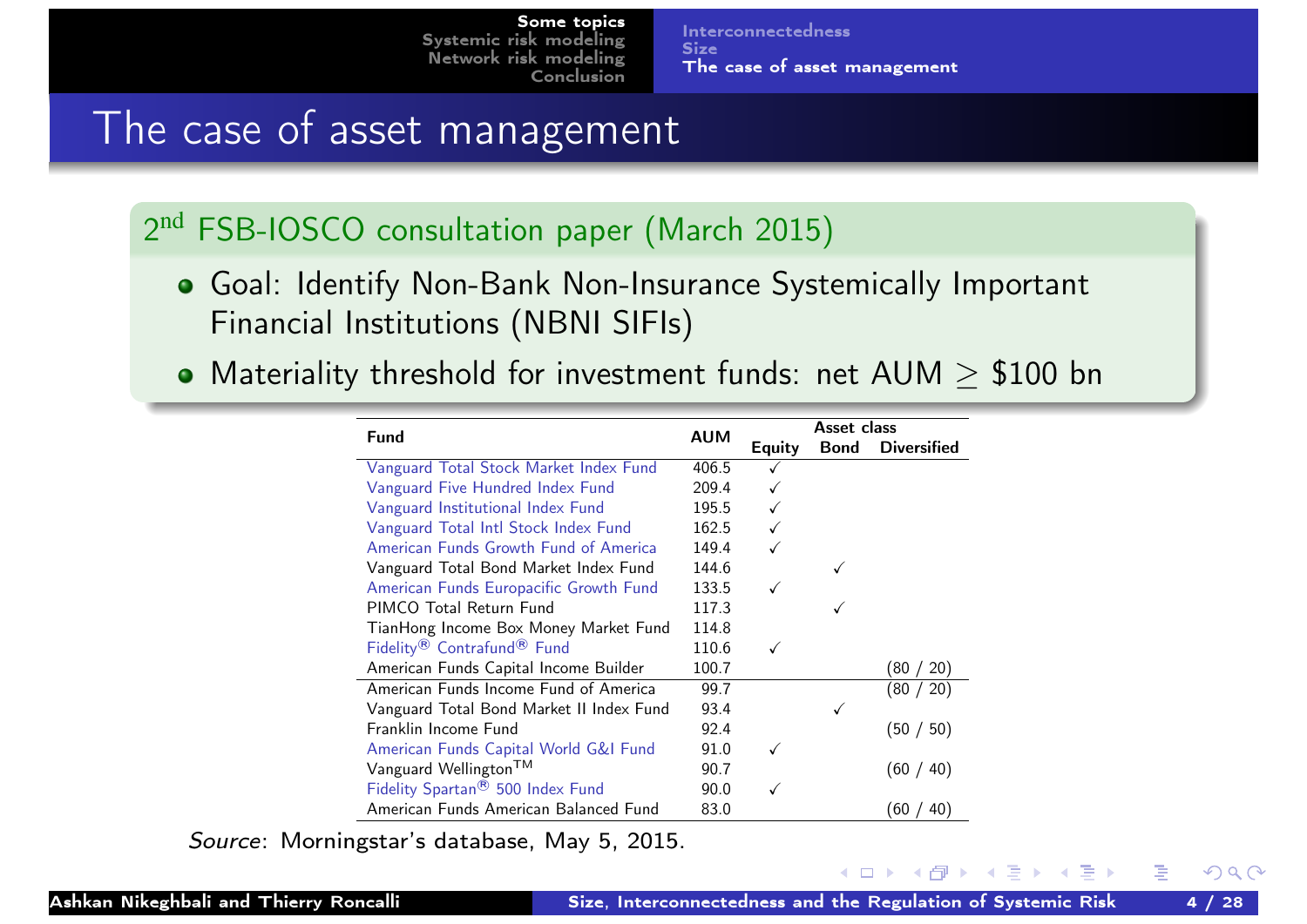# The case of asset management

## 2nd FSB-IOSCO consultation paper (March 2015)

- Goal: Identify Non-Bank Non-Insurance Systemically Important Financial Institutions (NBNI SIFIs)
- Materiality threshold for investment funds: net AUM $\geq$ \$100 bn

| Fund | AUM | Asset class | | |
|---|---|---|---|---|
| | | Equity | Bond | Diversified |
| Vanguard Total Stock Market Index Fund | 406.5 | ✓ | | |
| Vanguard Five Hundred Index Fund | 209.4 | ✓ | | |
| Vanguard Institutional Index Fund | 195.5 | ✓ | | |
| Vanguard Total Intl Stock Index Fund | 162.5 | ✓ | | |
| American Funds Growth Fund of America | 149.4 | ✓ | | |
| Vanguard Total Bond Market Index Fund | 144.6 | | ✓ | |
| American Funds Europacific Growth Fund | 133.5 | ✓ | | |
| PIMCO Total Return Fund | 117.3 | | ✓ | |
| TianHong Income Box Money Market Fund | 114.8 | | | |
| Fidelity® Contrafund® Fund | 110.6 | ✓ | | |
| American Funds Capital Income Builder | 100.7 | | | (80 / 20) |
| American Funds Income Fund of America | 99.7 | | | (80 / 20) |
| Vanguard Total Bond Market II Index Fund | 93.4 | | ✓ | |
| Franklin Income Fund | 92.4 | | | (50 / 50) |
| American Funds Capital World G&I Fund | 91.0 | ✓ | | |
| Vanguard Wellington™ | 90.7 | | | (60 / 40) |
| Fidelity Spartan® 500 Index Fund | 90.0 | ✓ | | |
| American Funds American Balanced Fund | 83.0 | | | (60 / 40) |

*Source*: Morningstar's database, May 5, 2015.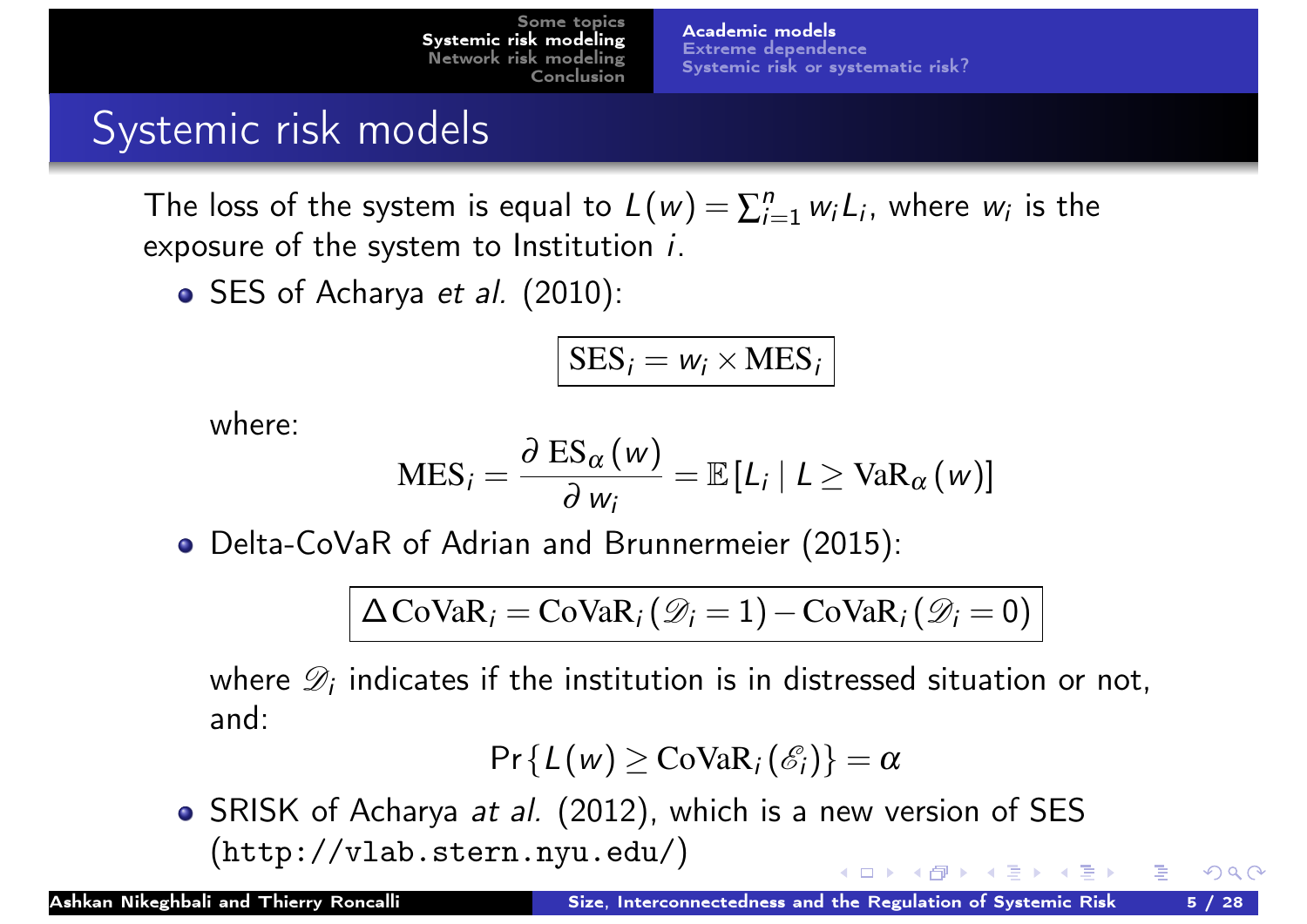# Systemic risk models

The loss of the system is equal to $L(w) = \sum_{i=1}^{n} w_i L_i$, where $w_i$ is the exposure of the system to Institution $i$.

- SES of Acharya *et al.* (2010):

$$\boxed{\mathrm{SES}_i = w_i \times \mathrm{MES}_i}$$

  where:

$$\mathrm{MES}_i = \frac{\partial \, \mathrm{ES}_\alpha (w)}{\partial \, w_i} = \mathbb{E}\left[L_i \mid L \geq \mathrm{VaR}_\alpha (w)\right]$$

- Delta-CoVaR of Adrian and Brunnermeier (2015):

$$\boxed{\Delta \, \mathrm{CoVaR}_i = \mathrm{CoVaR}_i \left(\mathscr{D}_i = 1\right) - \mathrm{CoVaR}_i \left(\mathscr{D}_i = 0\right)}$$

  where $\mathscr{D}_i$ indicates if the institution is in distressed situation or not, and:

$$\Pr\left\{L(w) \geq \mathrm{CoVaR}_i \left(\mathscr{E}_i\right)\right\} = \alpha$$

- SRISK of Acharya *at al.* (2012), which is a new version of SES (`http://vlab.stern.nyu.edu/`)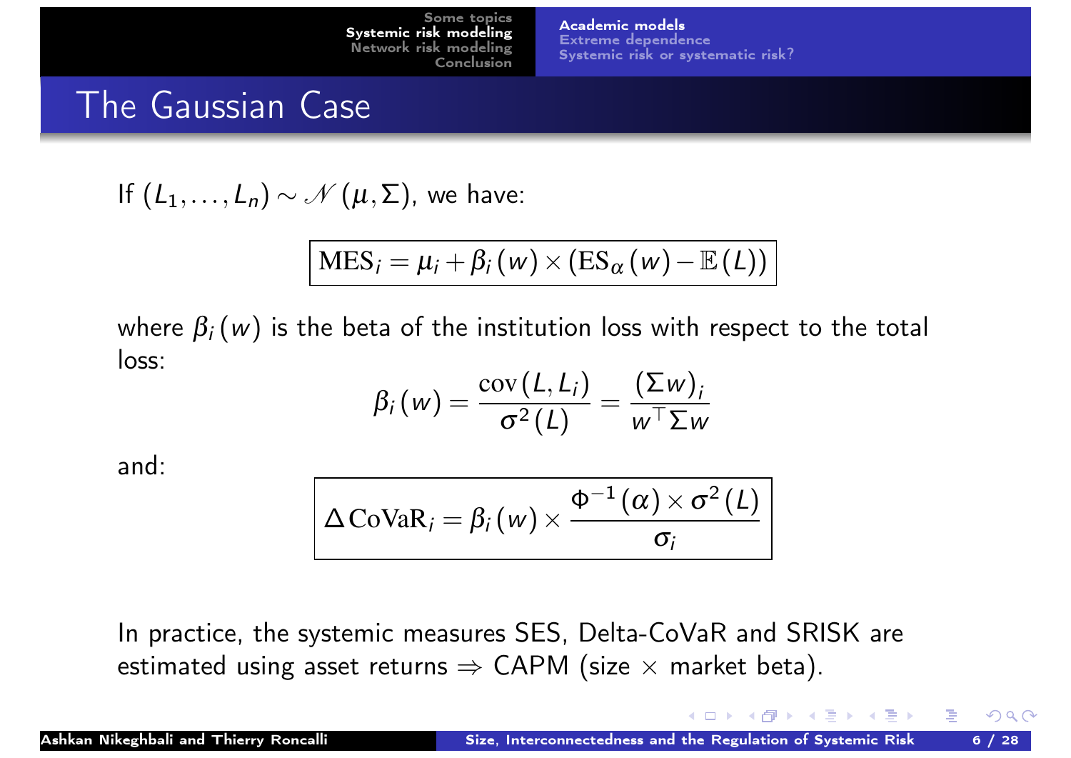# The Gaussian Case

If $(L_1, \ldots, L_n) \sim \mathcal{N}(\mu, \Sigma)$, we have:

$$\boxed{\mathrm{MES}_i = \mu_i + \beta_i(w) \times (\mathrm{ES}_\alpha(w) - \mathbb{E}(L))}$$

where $\beta_i(w)$ is the beta of the institution loss with respect to the total loss:

$$\beta_i(w) = \frac{\mathrm{cov}(L, L_i)}{\sigma^2(L)} = \frac{(\Sigma w)_i}{w^\top \Sigma w}$$

and:

$$\boxed{\Delta\,\mathrm{CoVaR}_i = \beta_i(w) \times \frac{\Phi^{-1}(\alpha) \times \sigma^2(L)}{\sigma_i}}$$

In practice, the systemic measures SES, Delta-CoVaR and SRISK are estimated using asset returns $\Rightarrow$ CAPM (size $\times$ market beta).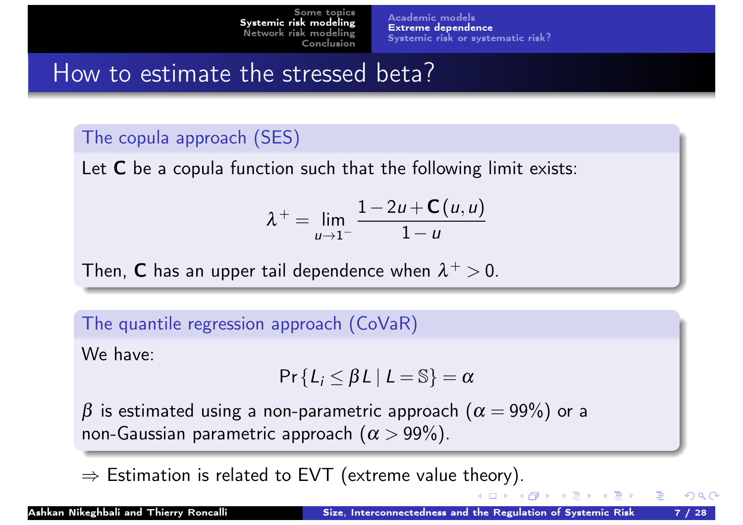# How to estimate the stressed beta?

### The copula approach (SES)

Let $\mathbf{C}$ be a copula function such that the following limit exists:

$$\lambda^{+} = \lim_{u \to 1^{-}} \frac{1 - 2u + \mathbf{C}(u,u)}{1-u}$$

Then, $\mathbf{C}$ has an upper tail dependence when $\lambda^{+} > 0$.

### The quantile regression approach (CoVaR)

We have:

$$\Pr\{L_i \leq \beta L \mid L = \mathbb{S}\} = \alpha$$

$\beta$ is estimated using a non-parametric approach ($\alpha = 99\%$) or a non-Gaussian parametric approach ($\alpha > 99\%$).

$\Rightarrow$ Estimation is related to EVT (extreme value theory).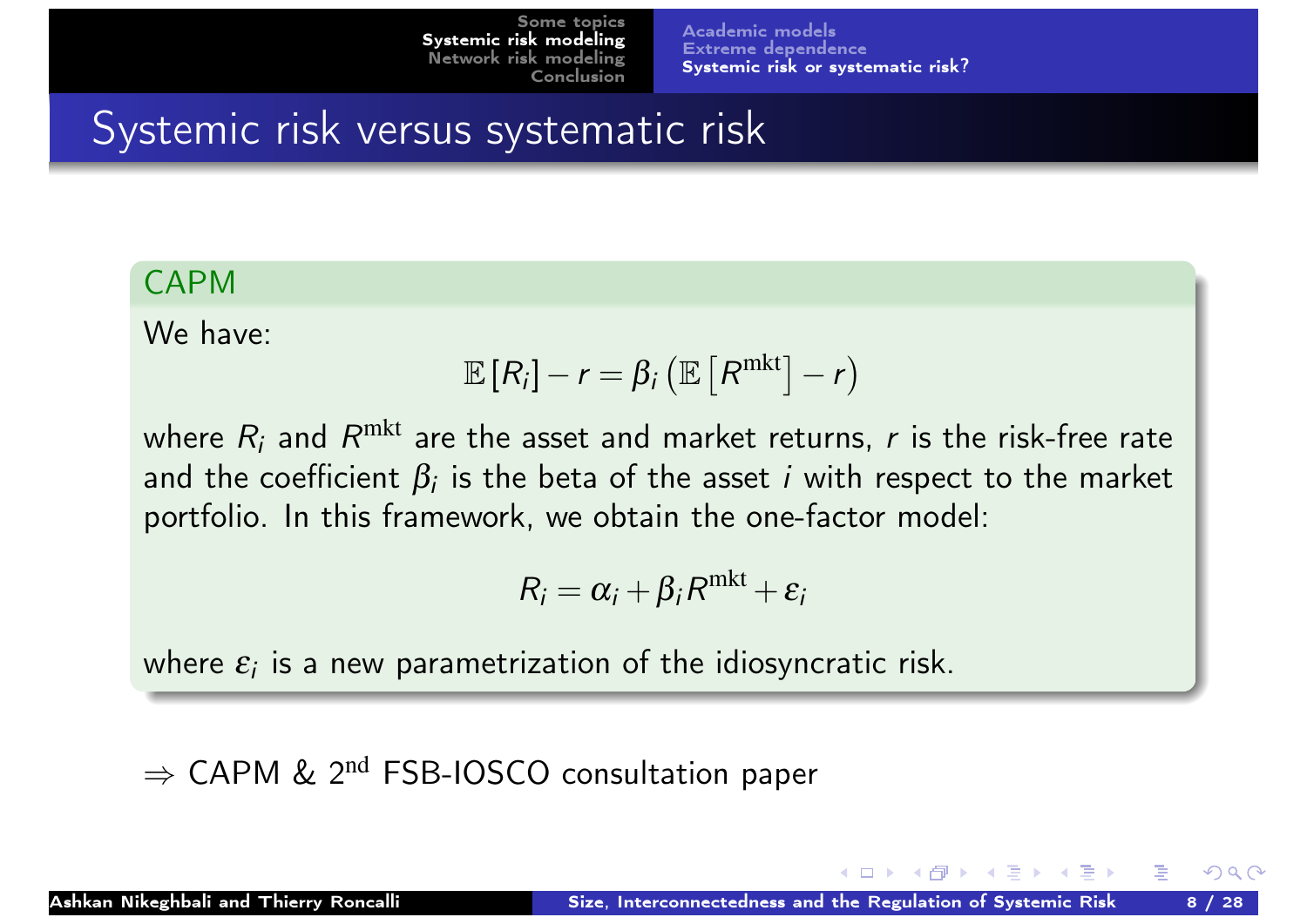# Systemic risk versus systematic risk

## CAPM

We have:

$$\mathbb{E}[R_i] - r = \beta_i \left(\mathbb{E}\left[R^{\text{mkt}}\right] - r\right)$$

where $R_i$ and $R^{\text{mkt}}$ are the asset and market returns, $r$ is the risk-free rate and the coefficient $\beta_i$ is the beta of the asset $i$ with respect to the market portfolio. In this framework, we obtain the one-factor model:

$$R_i = \alpha_i + \beta_i R^{\text{mkt}} + \varepsilon_i$$

where $\varepsilon_i$ is a new parametrization of the idiosyncratic risk.

$\Rightarrow$ CAPM & 2$^{\text{nd}}$ FSB-IOSCO consultation paper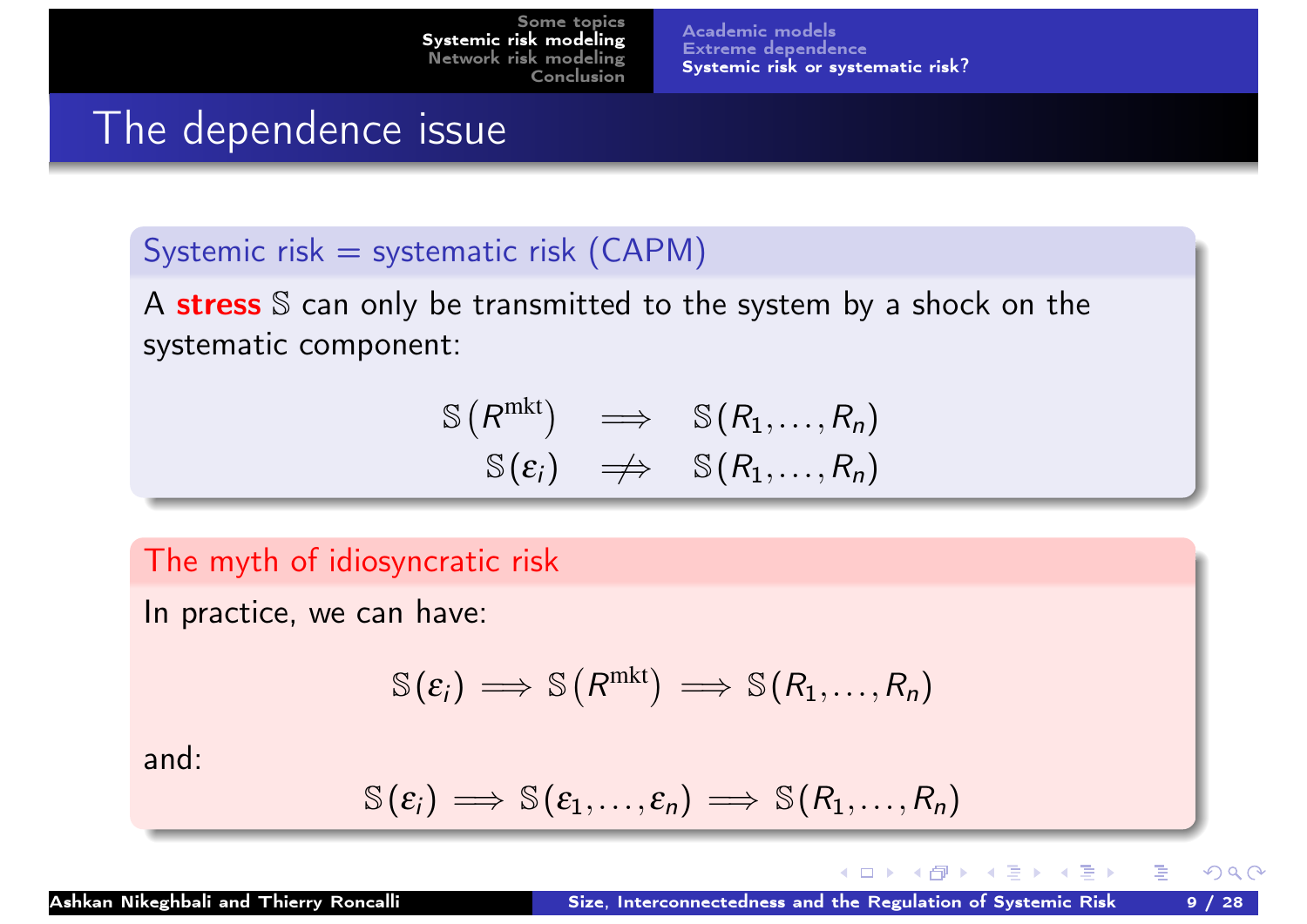# The dependence issue

### Systemic risk = systematic risk (CAPM)

A **stress** $\mathbb{S}$ can only be transmitted to the system by a shock on the systematic component:

$$\begin{array}{rcl} \mathbb{S}\left(R^{\mathrm{mkt}}\right) & \Longrightarrow & \mathbb{S}\left(R_1,\ldots,R_n\right) \\ \mathbb{S}\left(\varepsilon_i\right) & \not\Longrightarrow & \mathbb{S}\left(R_1,\ldots,R_n\right) \end{array}$$

### The myth of idiosyncratic risk

In practice, we can have:

$$\mathbb{S}\left(\varepsilon_i\right) \Longrightarrow \mathbb{S}\left(R^{\mathrm{mkt}}\right) \Longrightarrow \mathbb{S}\left(R_1,\ldots,R_n\right)$$

and:

$$\mathbb{S}\left(\varepsilon_i\right) \Longrightarrow \mathbb{S}\left(\varepsilon_1,\ldots,\varepsilon_n\right) \Longrightarrow \mathbb{S}\left(R_1,\ldots,R_n\right)$$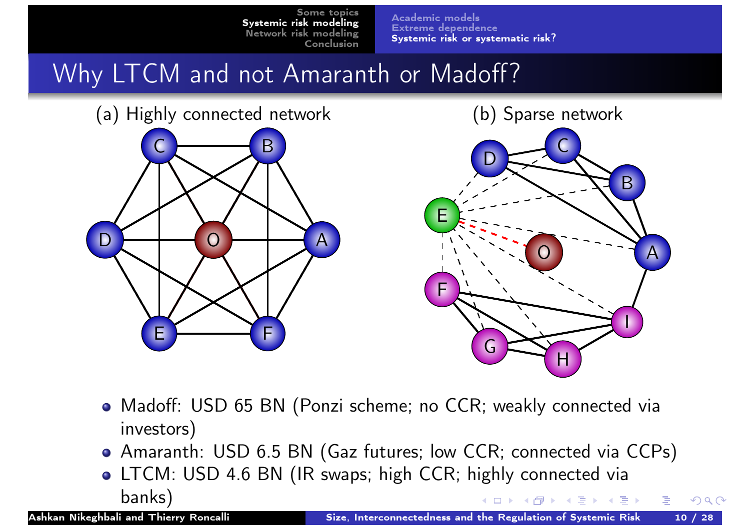# Why LTCM and not Amaranth or Madoff?

(a) Highly connected network

(b) Sparse network

- Madoff: USD 65 BN (Ponzi scheme; no CCR; weakly connected via investors)
- Amaranth: USD 6.5 BN (Gaz futures; low CCR; connected via CCPs)
- LTCM: USD 4.6 BN (IR swaps; high CCR; highly connected via banks)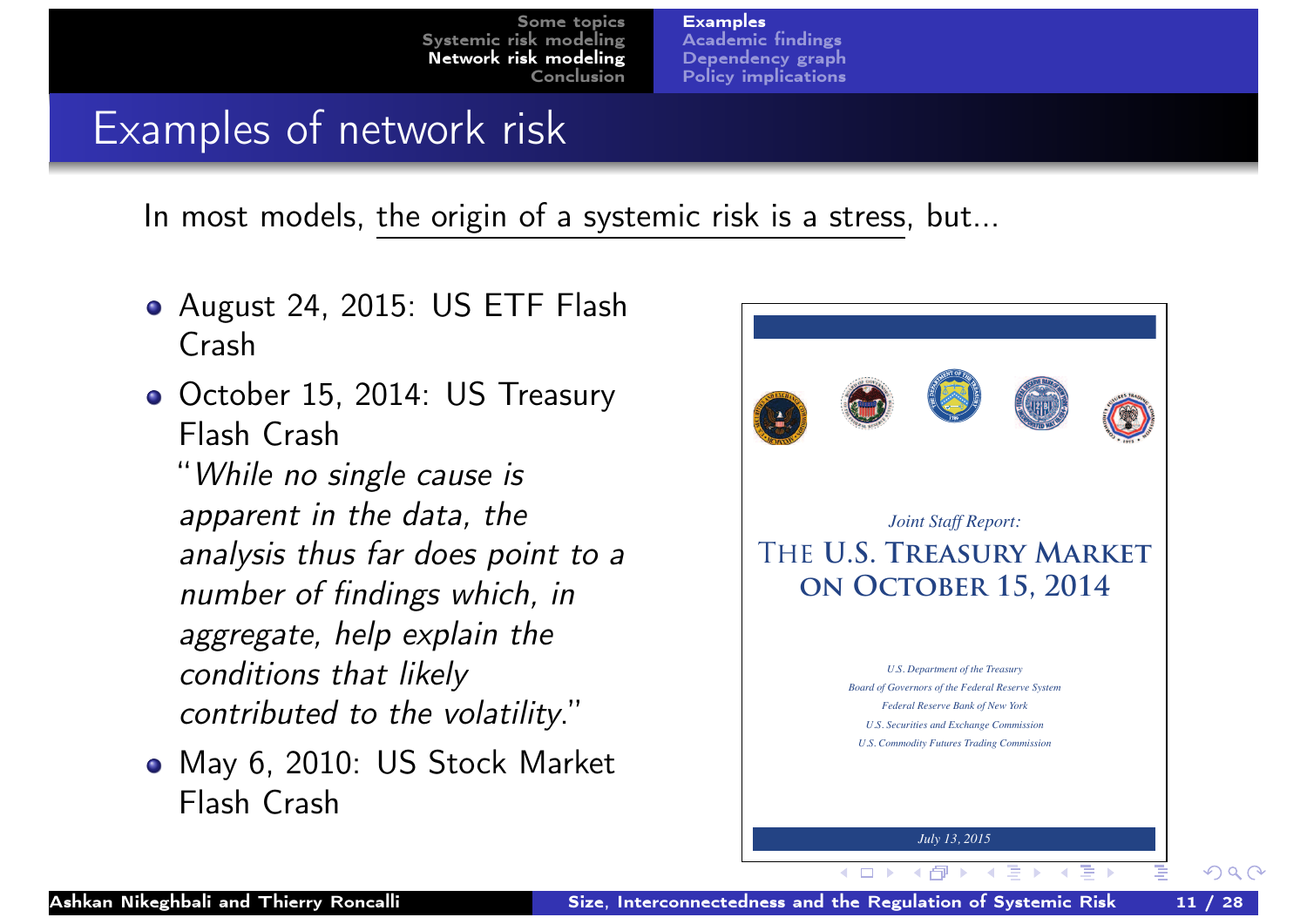# Examples of network risk

In most models, the origin of a systemic risk is a stress, but...

- August 24, 2015: US ETF Flash Crash
- October 15, 2014: US Treasury Flash Crash

  "*While no single cause is apparent in the data, the analysis thus far does point to a number of findings which, in aggregate, help explain the conditions that likely contributed to the volatility.*"
- May 6, 2010: US Stock Market Flash Crash

*Joint Staff Report:*

THE U.S. TREASURY MARKET ON OCTOBER 15, 2014

*U.S. Department of the Treasury*
*Board of Governors of the Federal Reserve System*
*Federal Reserve Bank of New York*
*U.S. Securities and Exchange Commission*
*U.S. Commodity Futures Trading Commission*

*July 13, 2015*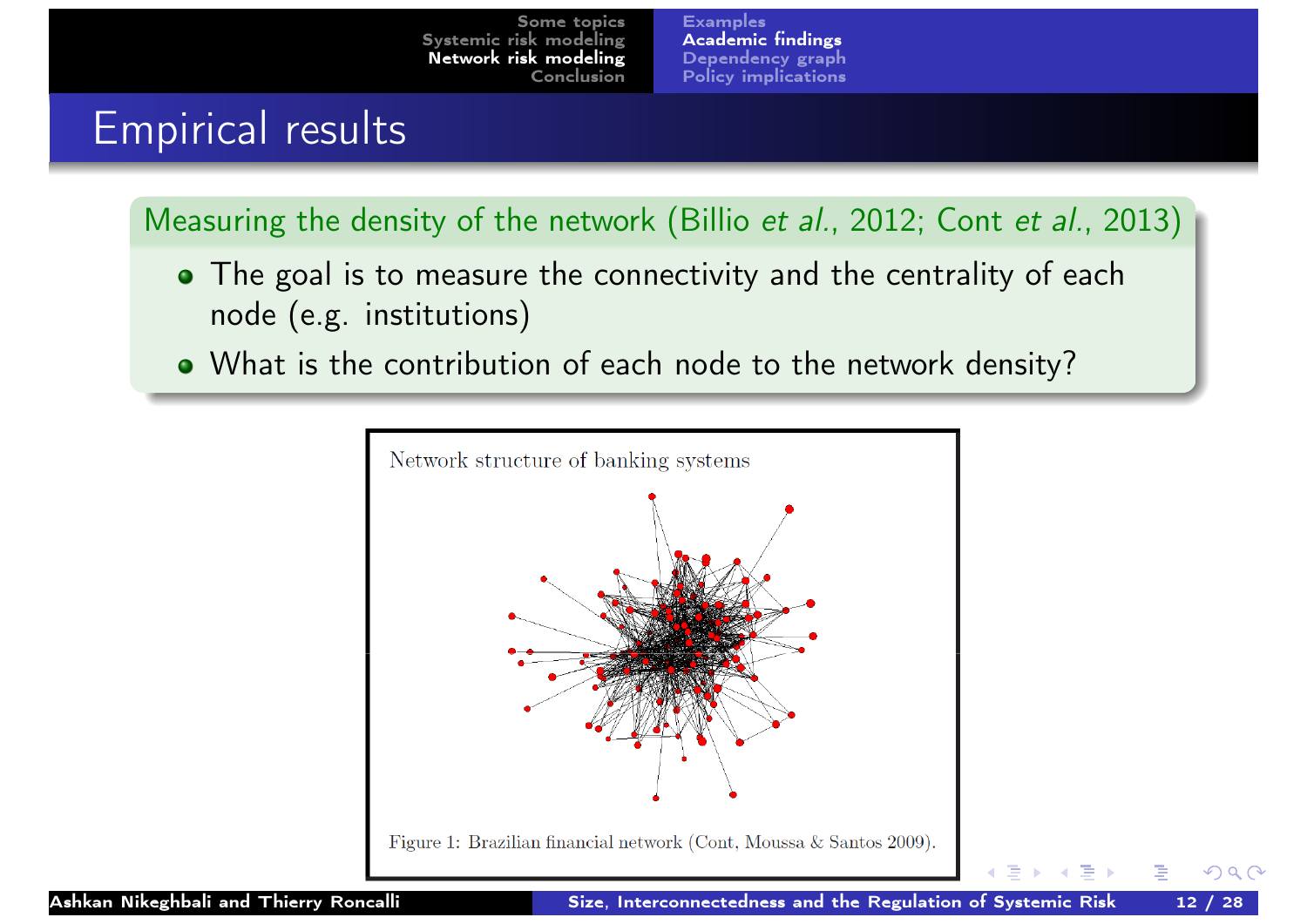# Empirical results

**Measuring the density of the network (Billio *et al.*, 2012; Cont *et al.*, 2013)**

- The goal is to measure the connectivity and the centrality of each node (e.g. institutions)
- What is the contribution of each node to the network density?

Network structure of banking systems

Figure 1: Brazilian financial network (Cont, Moussa & Santos 2009).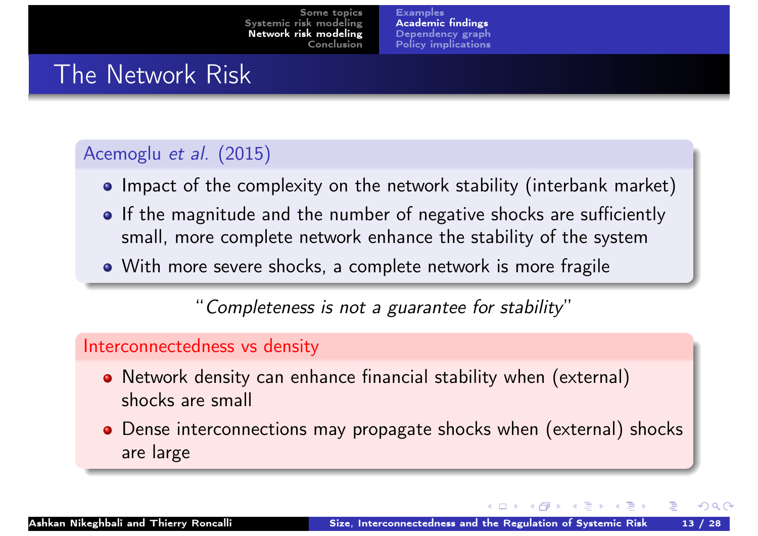# The Network Risk

### Acemoglu *et al.* (2015)

- Impact of the complexity on the network stability (interbank market)
- If the magnitude and the number of negative shocks are sufficiently small, more complete network enhance the stability of the system
- With more severe shocks, a complete network is more fragile

"*Completeness is not a guarantee for stability*"

### Interconnectedness vs density

- Network density can enhance financial stability when (external) shocks are small
- Dense interconnections may propagate shocks when (external) shocks are large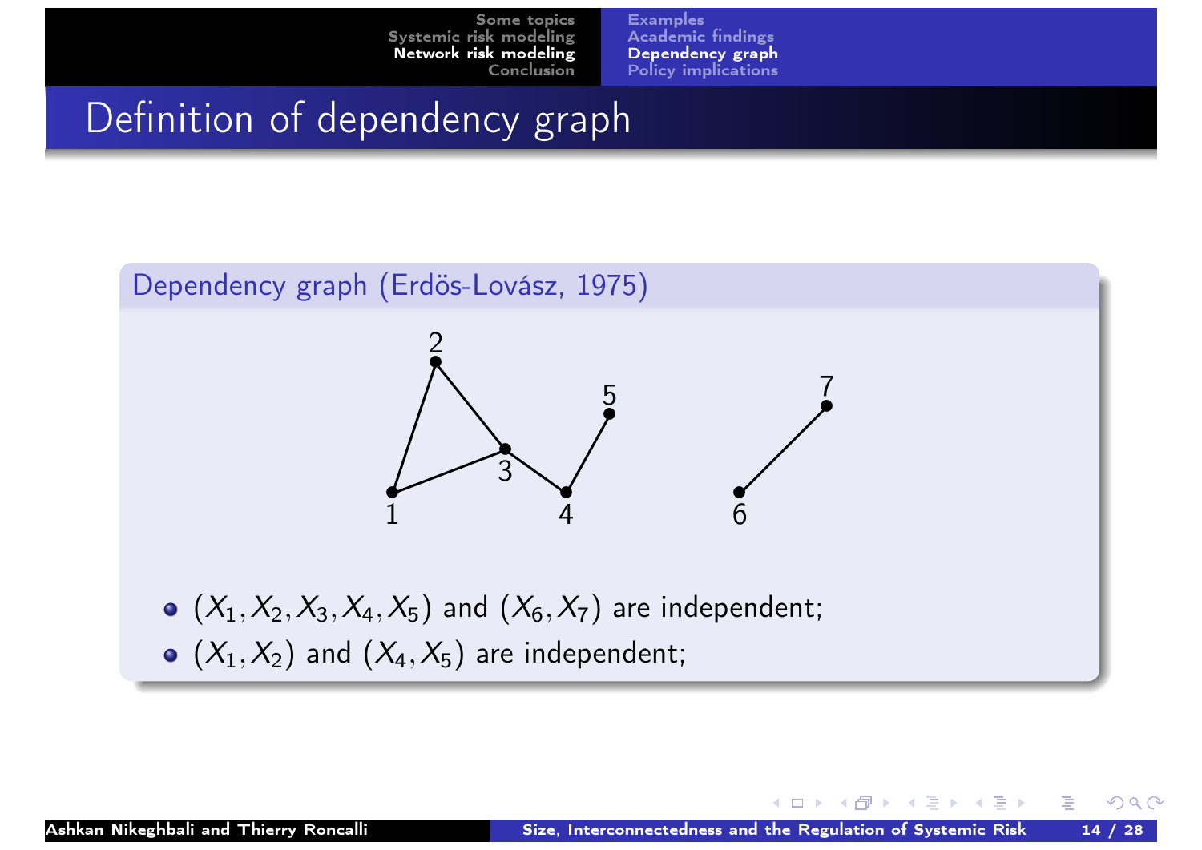# Definition of dependency graph

**Dependency graph (Erdös-Lovász, 1975)**

- $(X_1, X_2, X_3, X_4, X_5)$ and $(X_6, X_7)$ are independent;
- $(X_1, X_2)$ and $(X_4, X_5)$ are independent;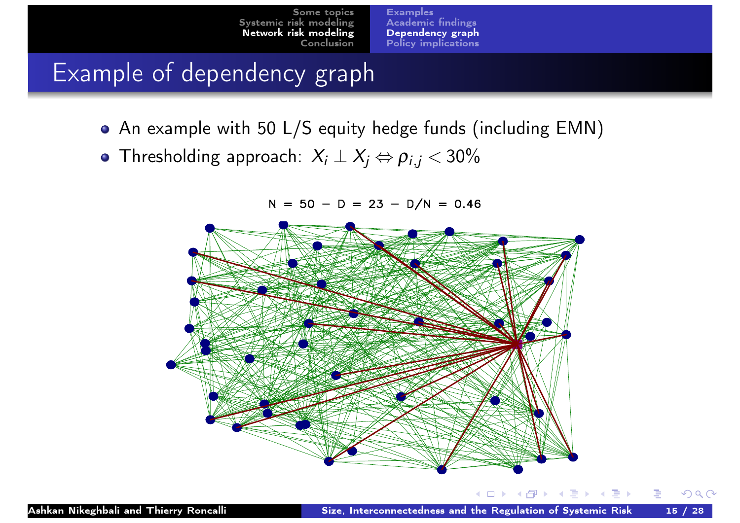# Example of dependency graph

- An example with 50 L/S equity hedge funds (including EMN)
- Thresholding approach: $X_i \perp X_j \Leftrightarrow \rho_{i,j} < 30\%$

N = 50 – D = 23 – D/N = 0.46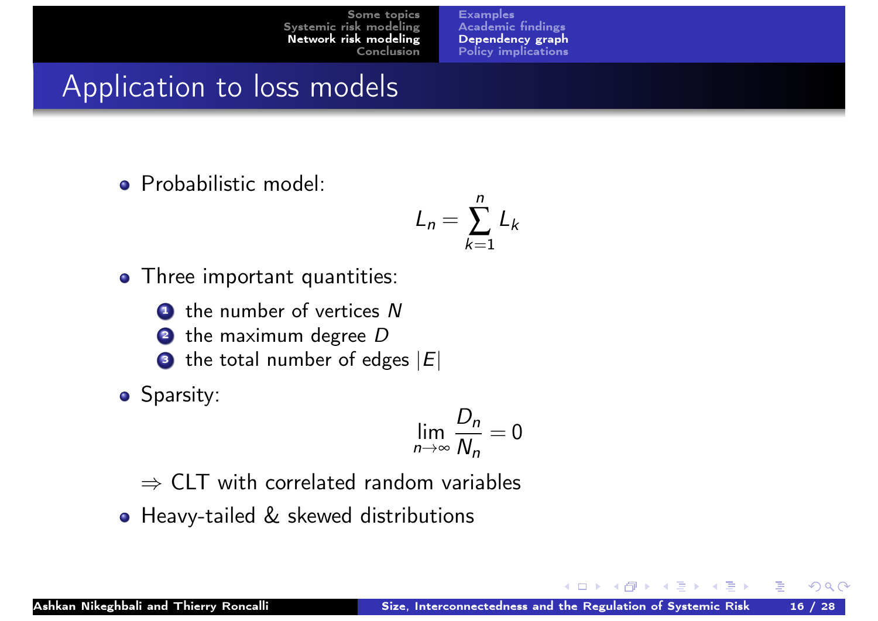# Application to loss models

- Probabilistic model:

$$L_n = \sum_{k=1}^{n} L_k$$

- Three important quantities:
  1. the number of vertices $N$
  2. the maximum degree $D$
  3. the total number of edges $|E|$
- Sparsity:

$$\lim_{n \to \infty} \frac{D_n}{N_n} = 0$$

  $\Rightarrow$ CLT with correlated random variables

- Heavy-tailed & skewed distributions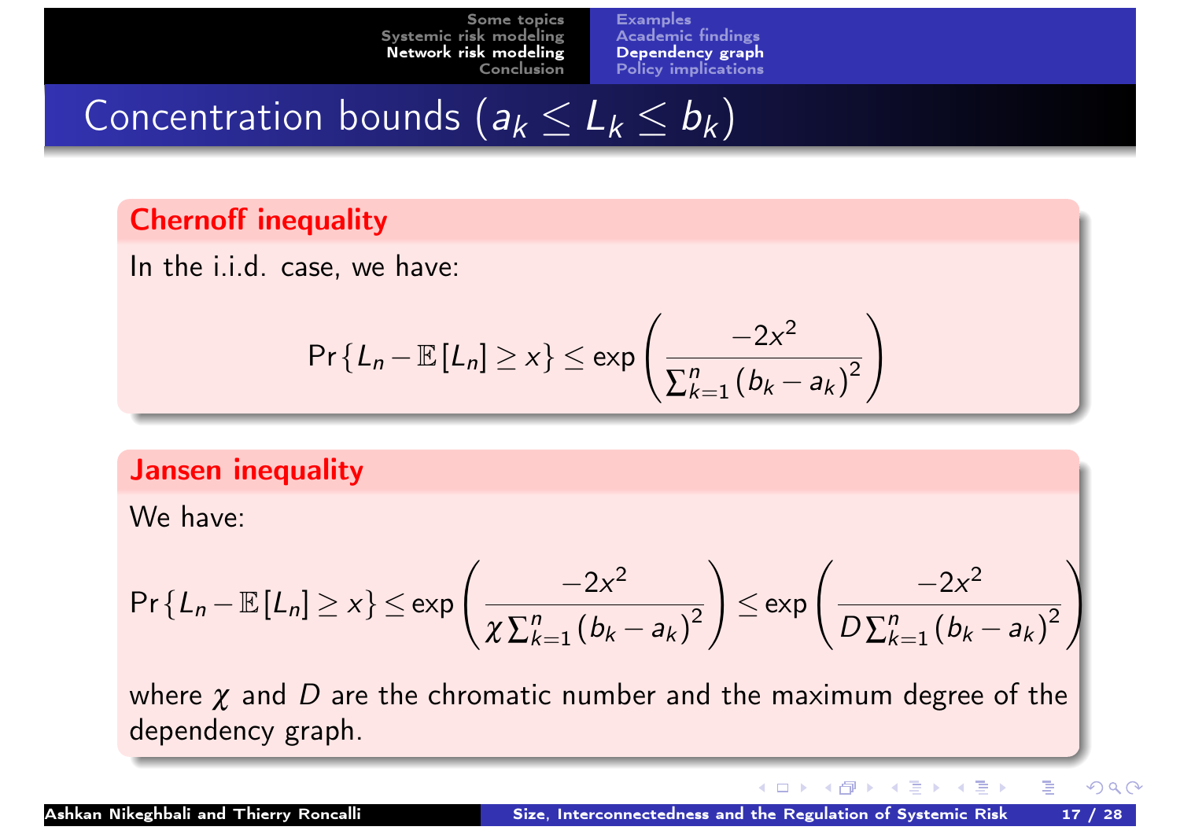# Concentration bounds ($a_k \leq L_k \leq b_k$)

## Chernoff inequality

In the i.i.d. case, we have:

$$\Pr\{L_n - \mathbb{E}[L_n] \geq x\} \leq \exp\left(\frac{-2x^2}{\sum_{k=1}^{n}(b_k - a_k)^2}\right)$$

## Jansen inequality

We have:

$$\Pr\{L_n - \mathbb{E}[L_n] \geq x\} \leq \exp\left(\frac{-2x^2}{\chi \sum_{k=1}^{n}(b_k - a_k)^2}\right) \leq \exp\left(\frac{-2x^2}{D \sum_{k=1}^{n}(b_k - a_k)^2}\right)$$

where $\chi$ and $D$ are the chromatic number and the maximum degree of the dependency graph.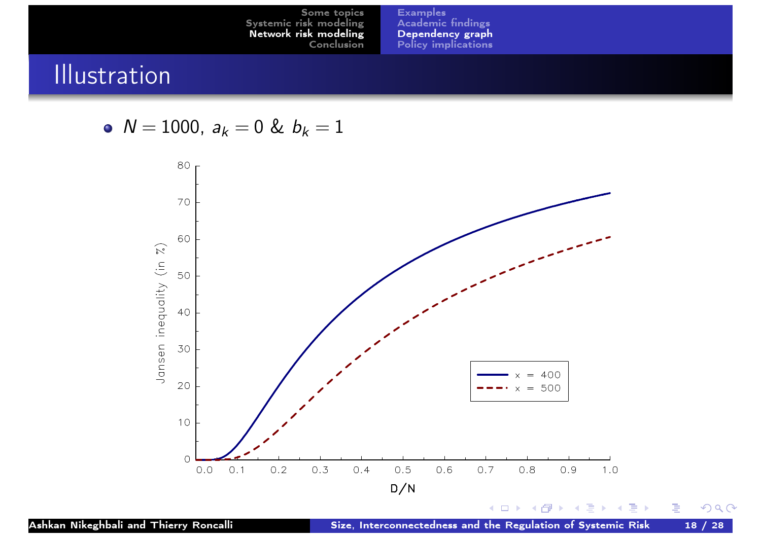# Illustration

- $N = 1000$, $a_k = 0$ & $b_k = 1$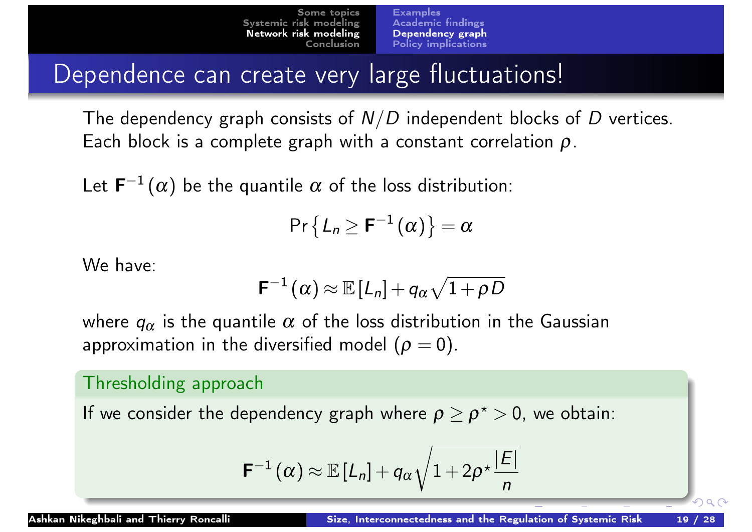# Dependence can create very large fluctuations!

The dependency graph consists of $N/D$ independent blocks of $D$ vertices. Each block is a complete graph with a constant correlation $\rho$.

Let $\mathbf{F}^{-1}(\alpha)$ be the quantile $\alpha$ of the loss distribution:

$$\Pr\left\{L_n \geq \mathbf{F}^{-1}(\alpha)\right\} = \alpha$$

We have:

$$\mathbf{F}^{-1}(\alpha) \approx \mathbb{E}[L_n] + q_\alpha \sqrt{1+\rho D}$$

where $q_\alpha$ is the quantile $\alpha$ of the loss distribution in the Gaussian approximation in the diversified model ($\rho = 0$).

**Thresholding approach**

If we consider the dependency graph where $\rho \geq \rho^\star > 0$, we obtain:

$$\mathbf{F}^{-1}(\alpha) \approx \mathbb{E}[L_n] + q_\alpha \sqrt{1 + 2\rho^\star \frac{|E|}{n}}$$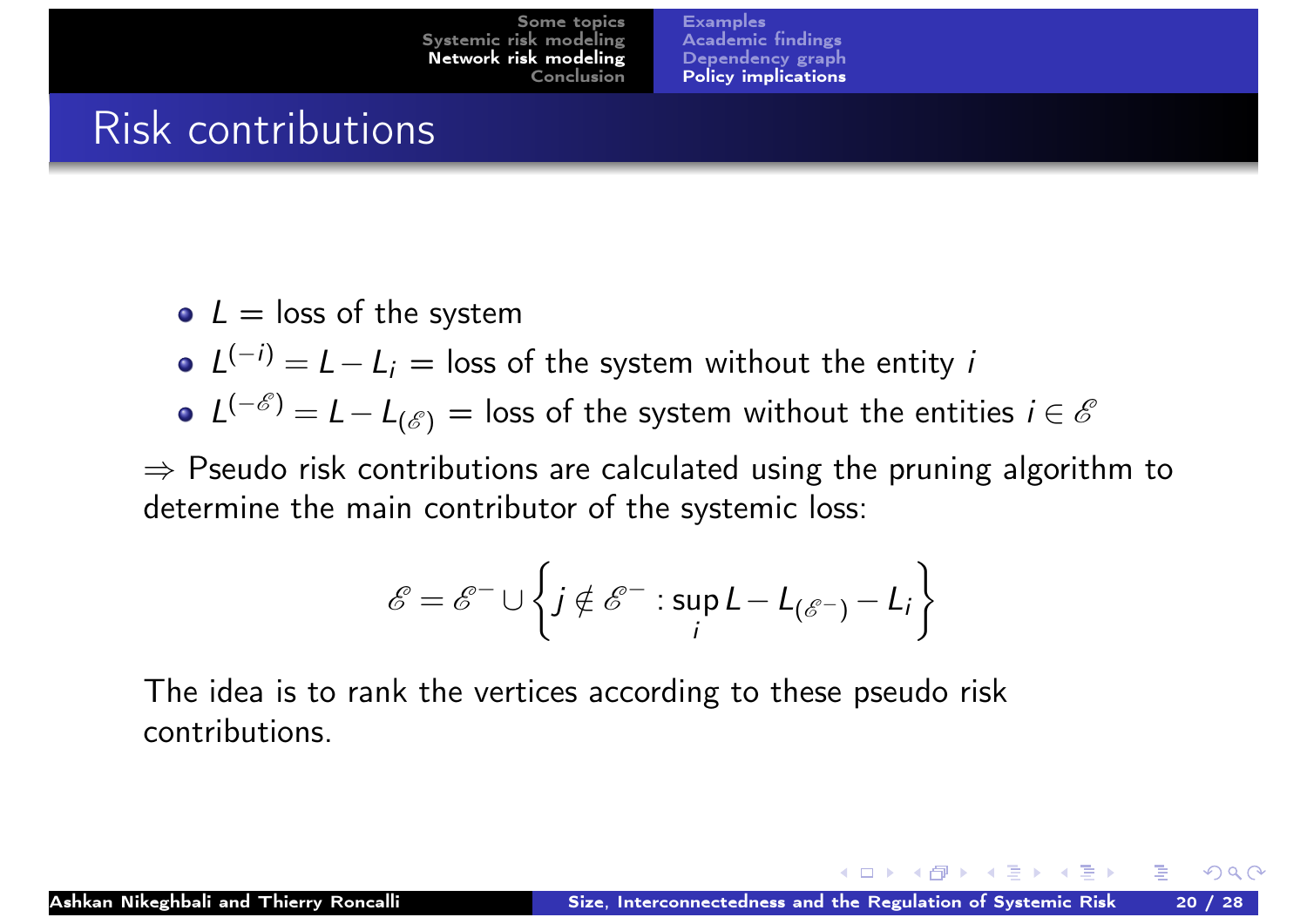# Risk contributions

- $L$ = loss of the system
- $L^{(-i)} = L - L_i$ = loss of the system without the entity $i$
- $L^{(-\mathscr{E})} = L - L_{(\mathscr{E})}$ = loss of the system without the entities $i \in \mathscr{E}$

$\Rightarrow$ Pseudo risk contributions are calculated using the pruning algorithm to determine the main contributor of the systemic loss:

$$\mathscr{E} = \mathscr{E}^{-} \cup \left\{ j \notin \mathscr{E}^{-} : \sup_i L - L_{(\mathscr{E}^{-})} - L_i \right\}$$

The idea is to rank the vertices according to these pseudo risk contributions.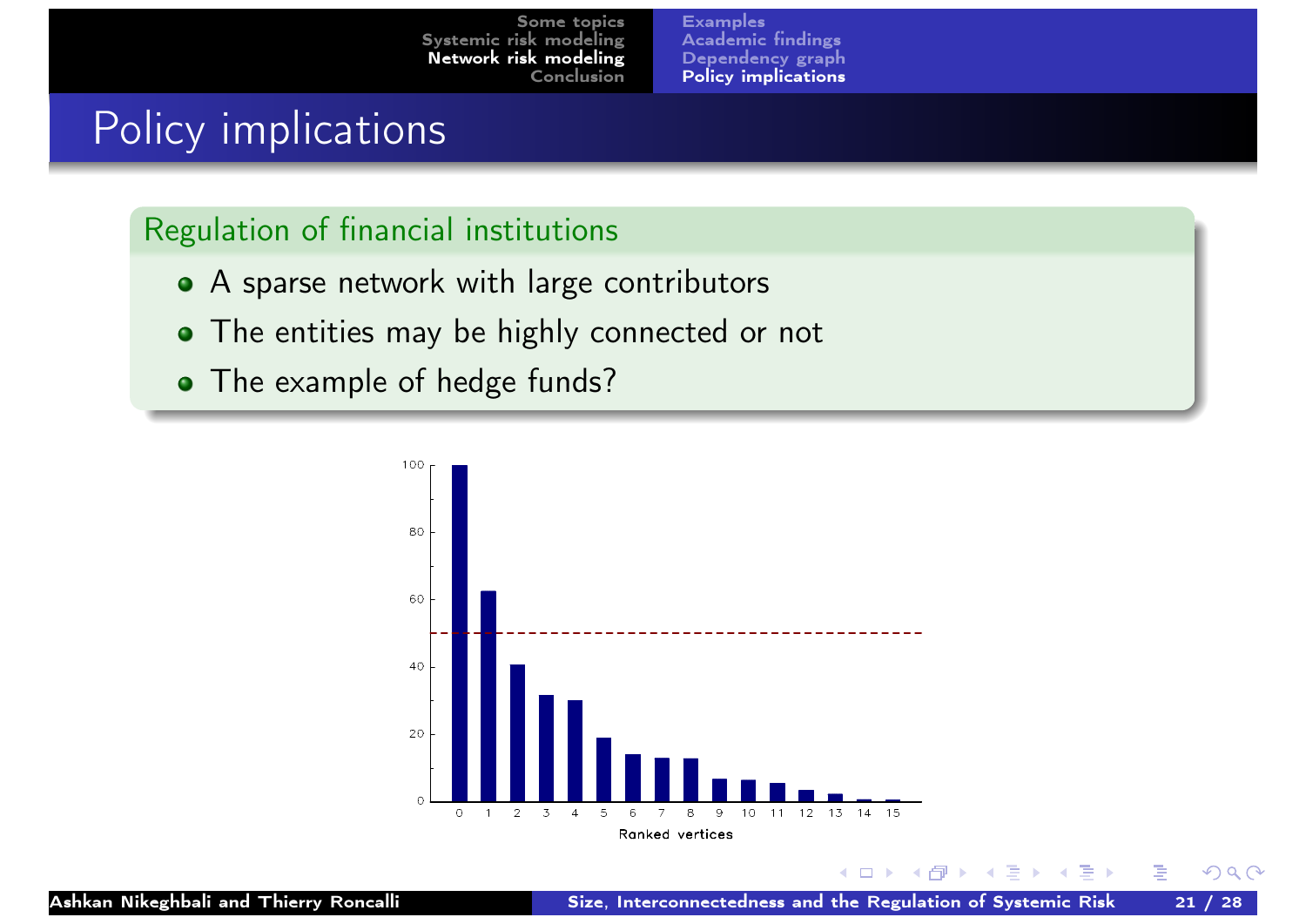# Policy implications

## Regulation of financial institutions

- A sparse network with large contributors
- The entities may be highly connected or not
- The example of hedge funds?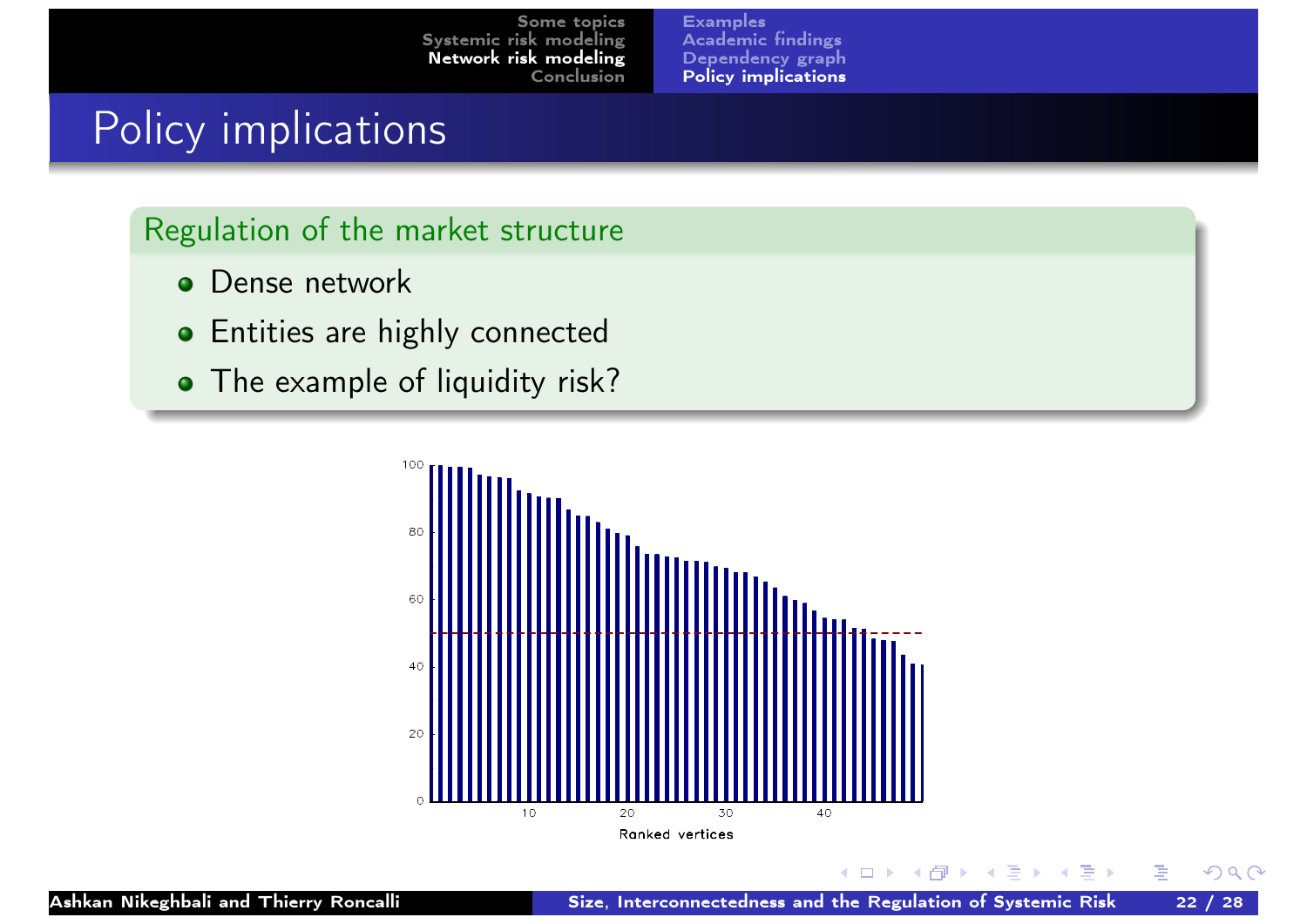# Policy implications

## Regulation of the market structure

- Dense network
- Entities are highly connected
- The example of liquidity risk?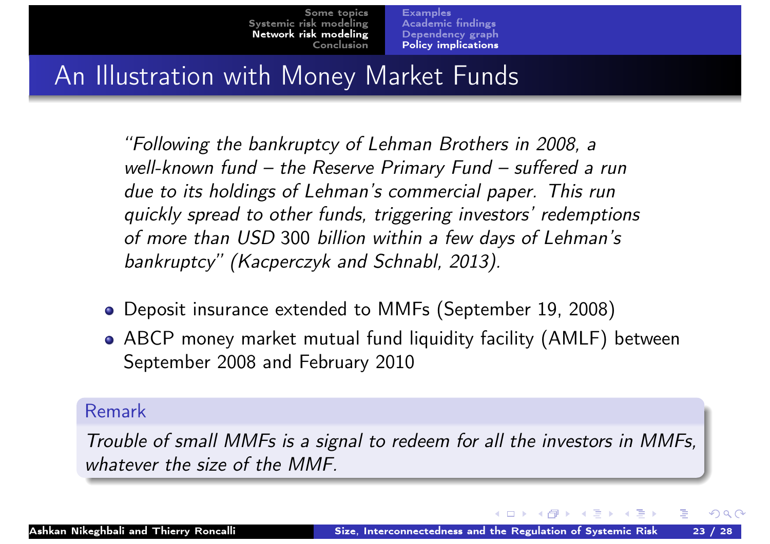# An Illustration with Money Market Funds

*"Following the bankruptcy of Lehman Brothers in 2008, a well-known fund – the Reserve Primary Fund – suffered a run due to its holdings of Lehman's commercial paper. This run quickly spread to other funds, triggering investors' redemptions of more than USD 300 billion within a few days of Lehman's bankruptcy" (Kacperczyk and Schnabl, 2013).*

- Deposit insurance extended to MMFs (September 19, 2008)
- ABCP money market mutual fund liquidity facility (AMLF) between September 2008 and February 2010

**Remark**

*Trouble of small MMFs is a signal to redeem for all the investors in MMFs, whatever the size of the MMF.*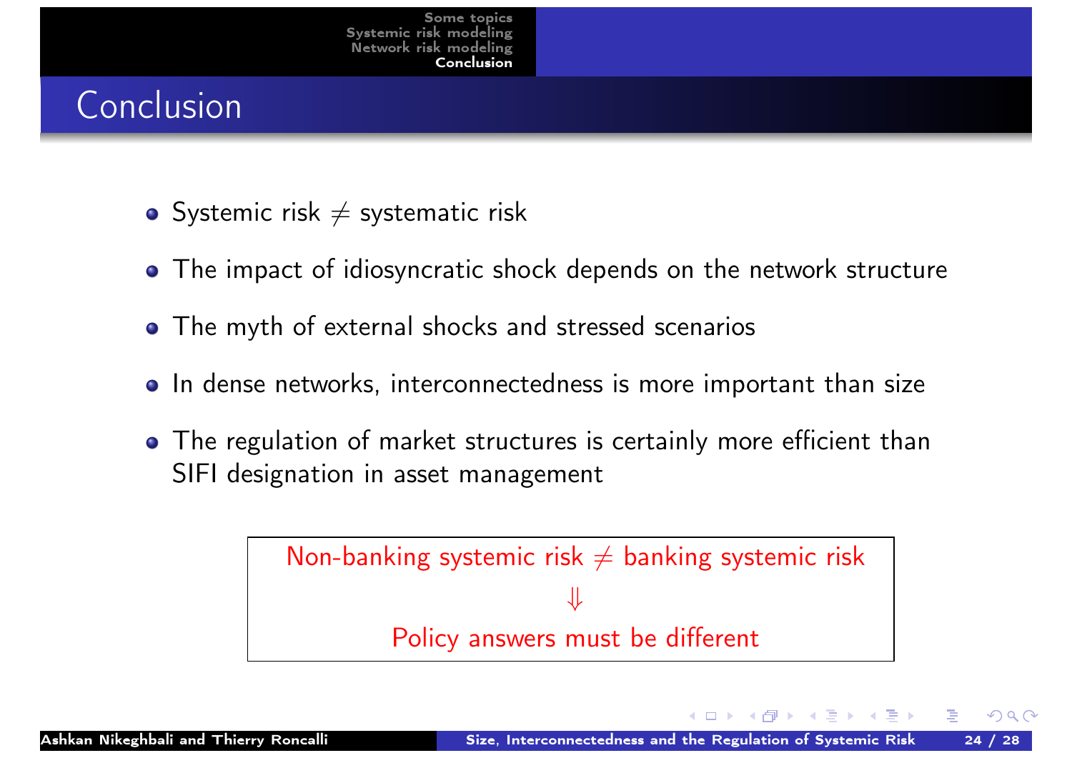# Conclusion

- Systemic risk $\neq$ systematic risk
- The impact of idiosyncratic shock depends on the network structure
- The myth of external shocks and stressed scenarios
- In dense networks, interconnectedness is more important than size
- The regulation of market structures is certainly more efficient than SIFI designation in asset management

Non-banking systemic risk $\neq$ banking systemic risk

$\Downarrow$

Policy answers must be different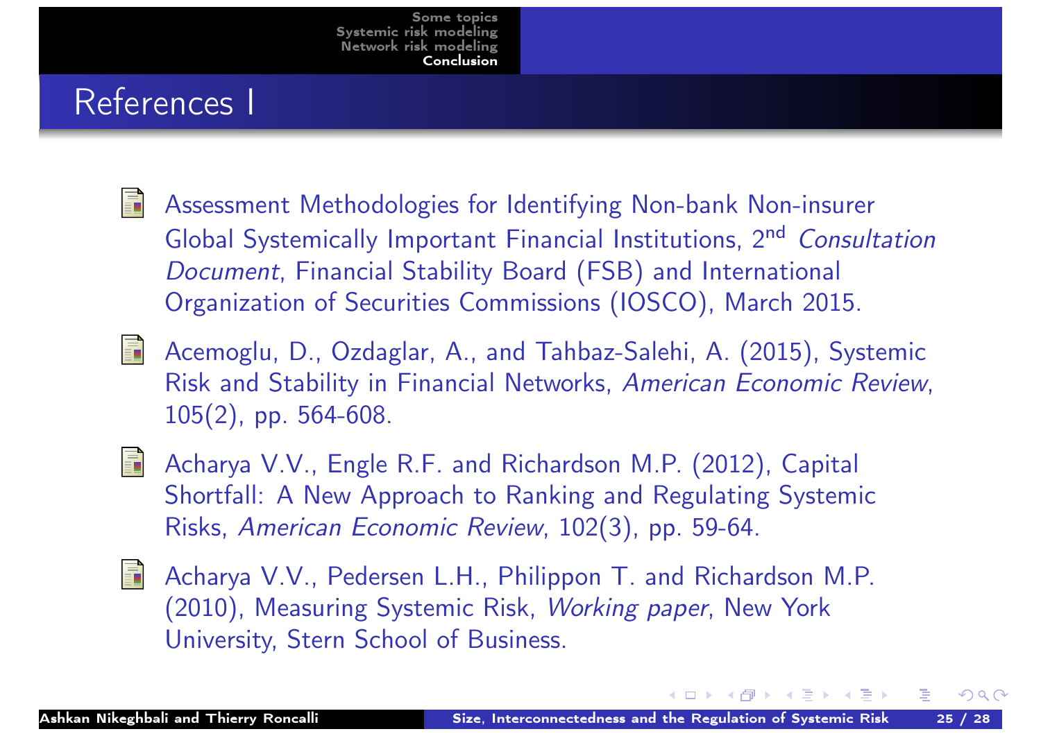# References I

- Assessment Methodologies for Identifying Non-bank Non-insurer Global Systemically Important Financial Institutions, 2$^{nd}$ *Consultation Document*, Financial Stability Board (FSB) and International Organization of Securities Commissions (IOSCO), March 2015.

- Acemoglu, D., Ozdaglar, A., and Tahbaz-Salehi, A. (2015), Systemic Risk and Stability in Financial Networks, *American Economic Review*, 105(2), pp. 564-608.

- Acharya V.V., Engle R.F. and Richardson M.P. (2012), Capital Shortfall: A New Approach to Ranking and Regulating Systemic Risks, *American Economic Review*, 102(3), pp. 59-64.

- Acharya V.V., Pedersen L.H., Philippon T. and Richardson M.P. (2010), Measuring Systemic Risk, *Working paper*, New York University, Stern School of Business.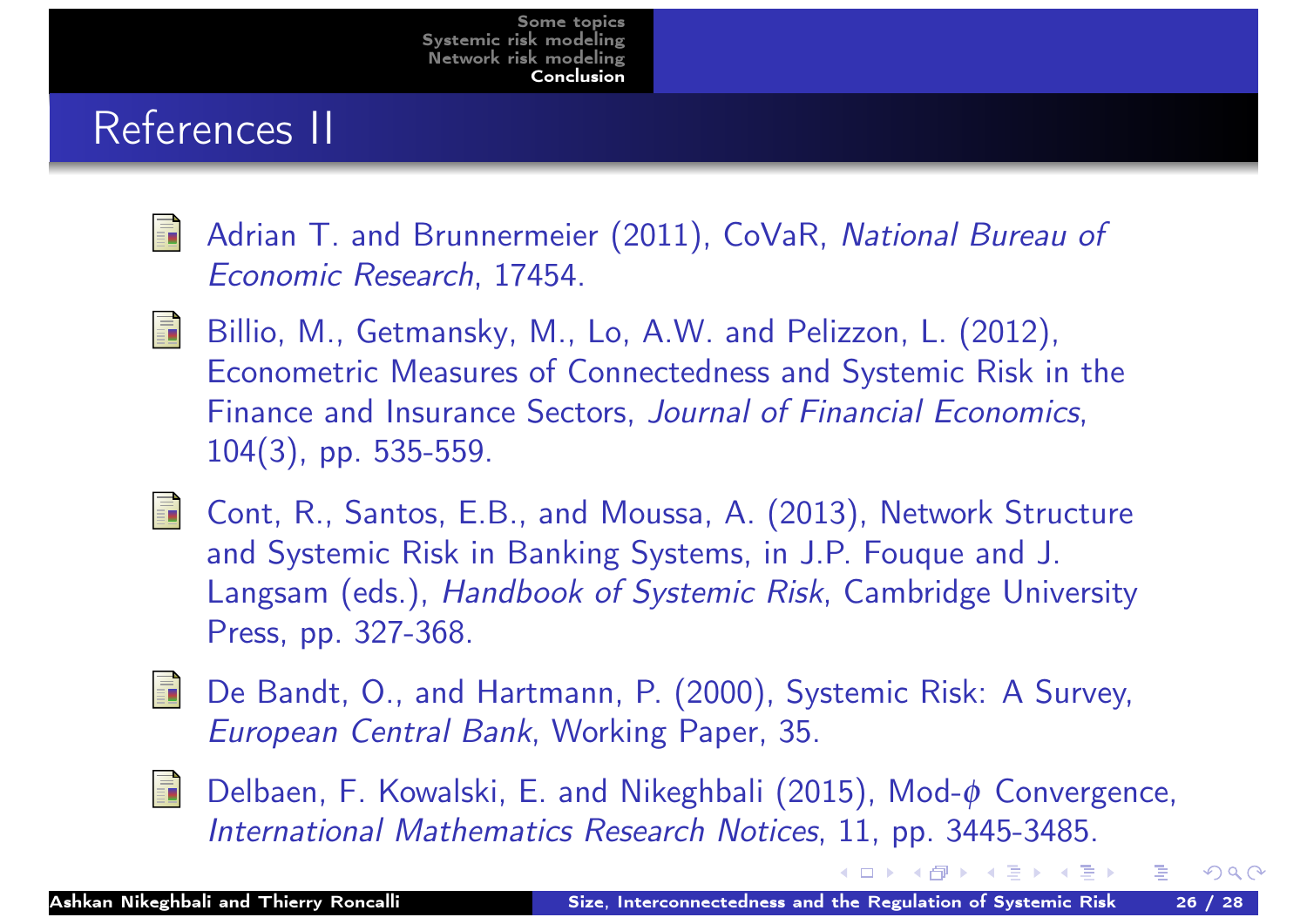# References II

- Adrian T. and Brunnermeier (2011), CoVaR, *National Bureau of Economic Research*, 17454.
- Billio, M., Getmansky, M., Lo, A.W. and Pelizzon, L. (2012), Econometric Measures of Connectedness and Systemic Risk in the Finance and Insurance Sectors, *Journal of Financial Economics*, 104(3), pp. 535-559.
- Cont, R., Santos, E.B., and Moussa, A. (2013), Network Structure and Systemic Risk in Banking Systems, in J.P. Fouque and J. Langsam (eds.), *Handbook of Systemic Risk*, Cambridge University Press, pp. 327-368.
- De Bandt, O., and Hartmann, P. (2000), Systemic Risk: A Survey, *European Central Bank*, Working Paper, 35.
- Delbaen, F. Kowalski, E. and Nikeghbali (2015), Mod-$\phi$ Convergence, *International Mathematics Research Notices*, 11, pp. 3445-3485.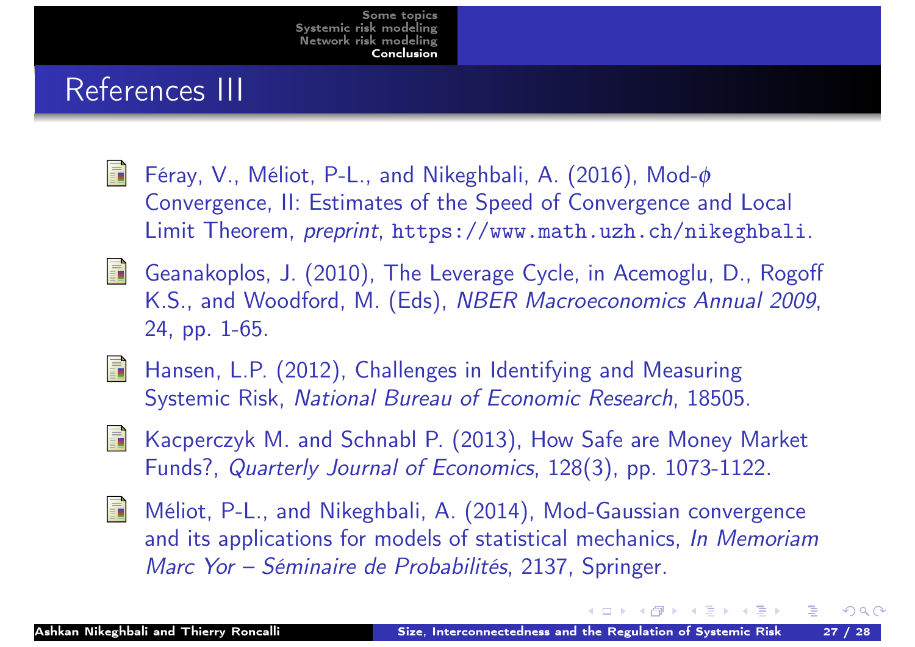# References III

- Féray, V., Méliot, P-L., and Nikeghbali, A. (2016), Mod-$\phi$ Convergence, II: Estimates of the Speed of Convergence and Local Limit Theorem, *preprint*, `https://www.math.uzh.ch/nikeghbali`.

- Geanakoplos, J. (2010), The Leverage Cycle, in Acemoglu, D., Rogoff K.S., and Woodford, M. (Eds), *NBER Macroeconomics Annual 2009*, 24, pp. 1-65.

- Hansen, L.P. (2012), Challenges in Identifying and Measuring Systemic Risk, *National Bureau of Economic Research*, 18505.

- Kacperczyk M. and Schnabl P. (2013), How Safe are Money Market Funds?, *Quarterly Journal of Economics*, 128(3), pp. 1073-1122.

- Méliot, P-L., and Nikeghbali, A. (2014), Mod-Gaussian convergence and its applications for models of statistical mechanics, *In Memoriam Marc Yor – Séminaire de Probabilités*, 2137, Springer.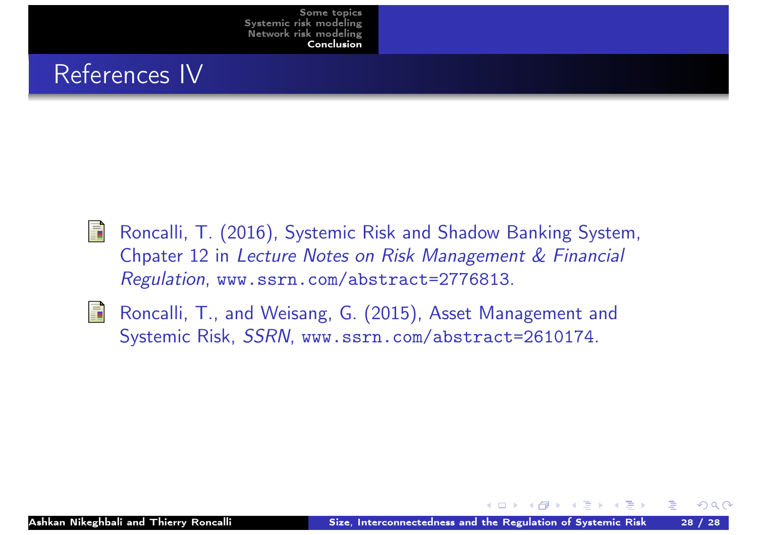# References IV

- Roncalli, T. (2016), Systemic Risk and Shadow Banking System, Chpater 12 in *Lecture Notes on Risk Management & Financial Regulation*, `www.ssrn.com/abstract=2776813`.

- Roncalli, T., and Weisang, G. (2015), Asset Management and Systemic Risk, *SSRN*, `www.ssrn.com/abstract=2610174`.